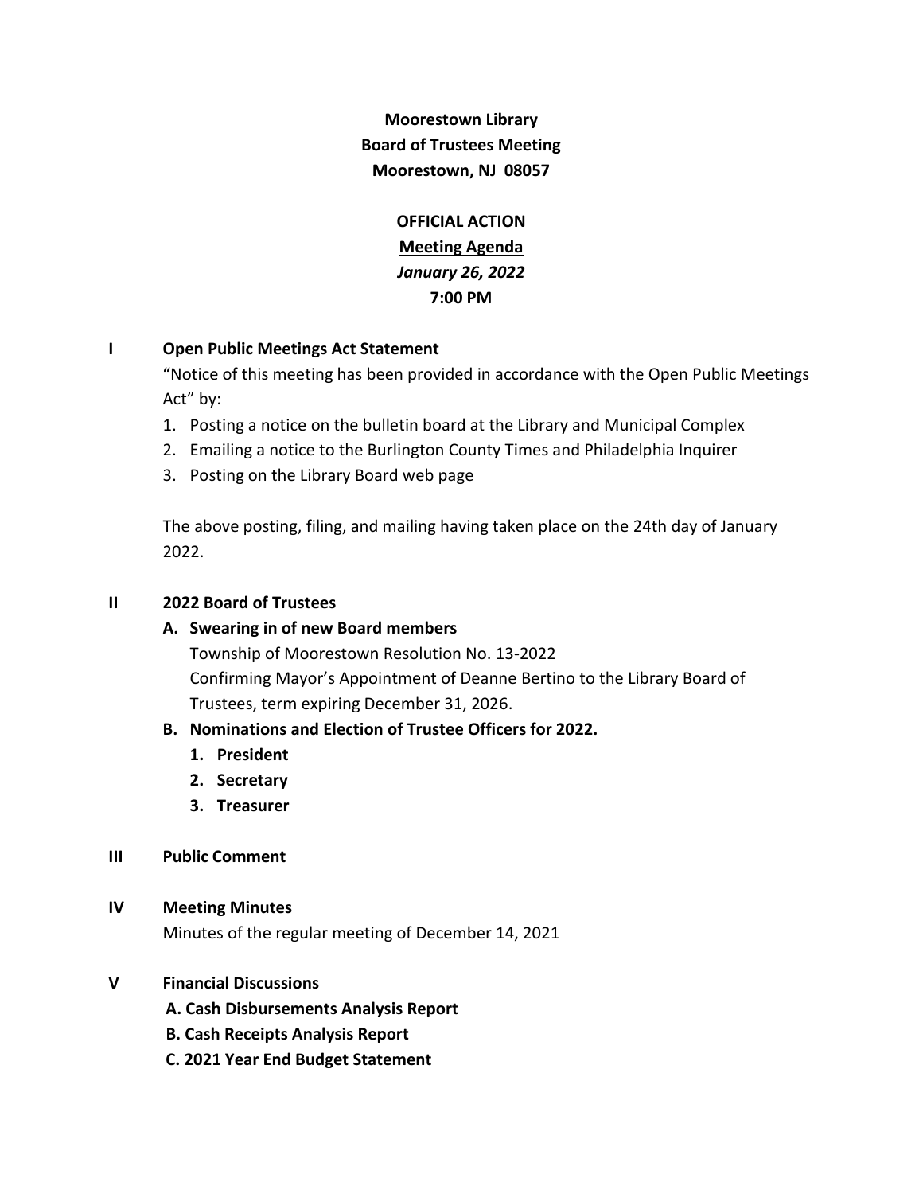**Moorestown Library**
**Board of Trustees Meeting**
**Moorestown, NJ 08057**

**OFFICIAL ACTION**
**Meeting Agenda**
***January 26, 2022***
**7:00 PM**

## I Open Public Meetings Act Statement

"Notice of this meeting has been provided in accordance with the Open Public Meetings Act" by:

1. Posting a notice on the bulletin board at the Library and Municipal Complex
2. Emailing a notice to the Burlington County Times and Philadelphia Inquirer
3. Posting on the Library Board web page

The above posting, filing, and mailing having taken place on the 24th day of January 2022.

## II 2022 Board of Trustees

**A. Swearing in of new Board members**

Township of Moorestown Resolution No. 13-2022
Confirming Mayor's Appointment of Deanne Bertino to the Library Board of Trustees, term expiring December 31, 2026.

**B. Nominations and Election of Trustee Officers for 2022.**

1. **President**
2. **Secretary**
3. **Treasurer**

## III Public Comment

## IV Meeting Minutes

Minutes of the regular meeting of December 14, 2021

## V Financial Discussions

**A. Cash Disbursements Analysis Report**
**B. Cash Receipts Analysis Report**
**C. 2021 Year End Budget Statement**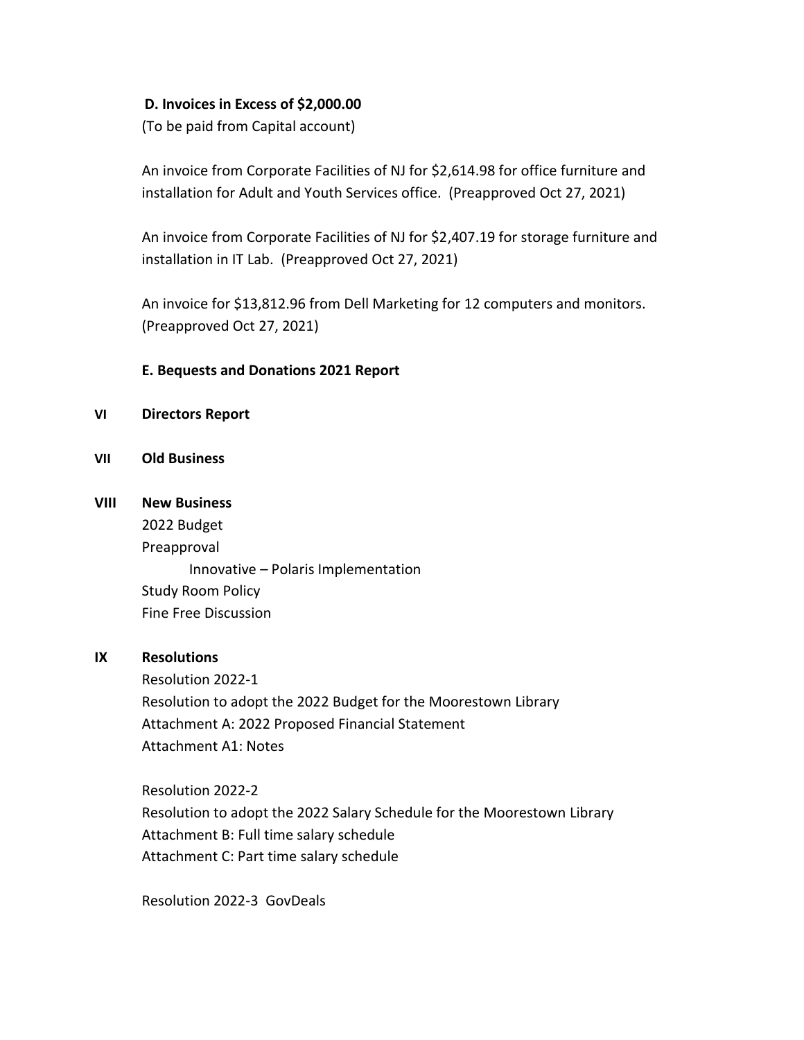**D. Invoices in Excess of $2,000.00**

(To be paid from Capital account)

An invoice from Corporate Facilities of NJ for $2,614.98 for office furniture and installation for Adult and Youth Services office. (Preapproved Oct 27, 2021)

An invoice from Corporate Facilities of NJ for $2,407.19 for storage furniture and installation in IT Lab. (Preapproved Oct 27, 2021)

An invoice for $13,812.96 from Dell Marketing for 12 computers and monitors. (Preapproved Oct 27, 2021)

**E. Bequests and Donations 2021 Report**

**VI Directors Report**

**VII Old Business**

**VIII New Business**

2022 Budget

Preapproval

- Innovative – Polaris Implementation

Study Room Policy

Fine Free Discussion

**IX Resolutions**

Resolution 2022-1

Resolution to adopt the 2022 Budget for the Moorestown Library

Attachment A: 2022 Proposed Financial Statement

Attachment A1: Notes

Resolution 2022-2

Resolution to adopt the 2022 Salary Schedule for the Moorestown Library

Attachment B: Full time salary schedule

Attachment C: Part time salary schedule

Resolution 2022-3 GovDeals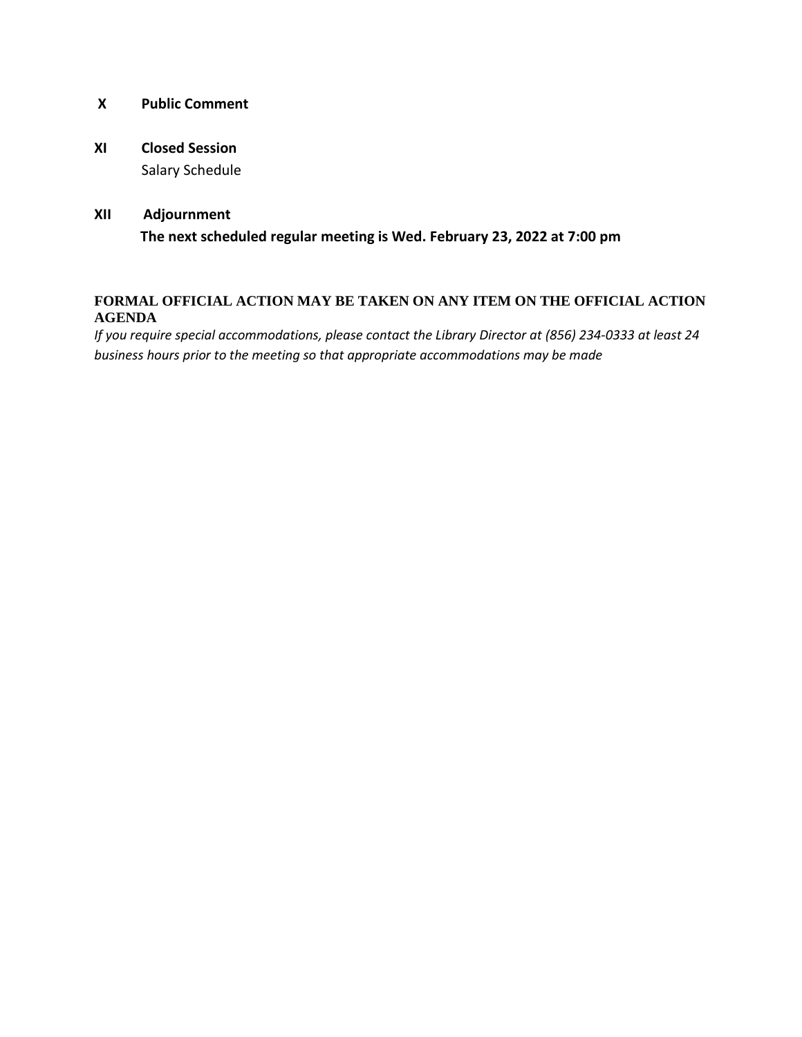**X Public Comment**

**XI Closed Session**

Salary Schedule

**XII Adjournment**

**The next scheduled regular meeting is Wed. February 23, 2022 at 7:00 pm**

**FORMAL OFFICIAL ACTION MAY BE TAKEN ON ANY ITEM ON THE OFFICIAL ACTION AGENDA**

*If you require special accommodations, please contact the Library Director at (856) 234-0333 at least 24 business hours prior to the meeting so that appropriate accommodations may be made*